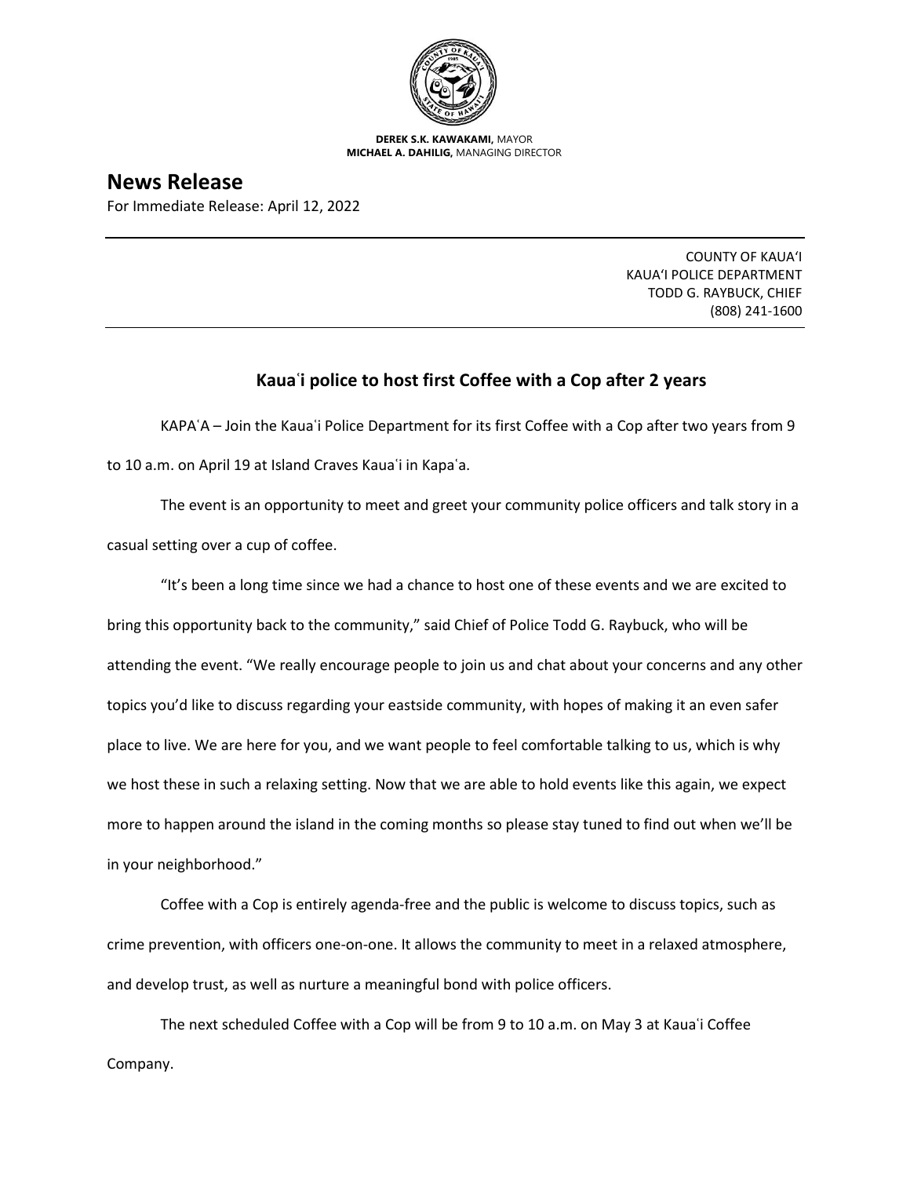**DEREK S.K. KAWAKAMI,** MAYOR
**MICHAEL A. DAHILIG,** MANAGING DIRECTOR

# News Release

For Immediate Release: April 12, 2022

COUNTY OF KAUAʻI
KAUAʻI POLICE DEPARTMENT
TODD G. RAYBUCK, CHIEF
(808) 241-1600

## Kauaʻi police to host first Coffee with a Cop after 2 years

KAPAʻA – Join the Kauaʻi Police Department for its first Coffee with a Cop after two years from 9 to 10 a.m. on April 19 at Island Craves Kauaʻi in Kapaʻa.

The event is an opportunity to meet and greet your community police officers and talk story in a casual setting over a cup of coffee.

"It's been a long time since we had a chance to host one of these events and we are excited to bring this opportunity back to the community," said Chief of Police Todd G. Raybuck, who will be attending the event. "We really encourage people to join us and chat about your concerns and any other topics you'd like to discuss regarding your eastside community, with hopes of making it an even safer place to live. We are here for you, and we want people to feel comfortable talking to us, which is why we host these in such a relaxing setting. Now that we are able to hold events like this again, we expect more to happen around the island in the coming months so please stay tuned to find out when we'll be in your neighborhood."

Coffee with a Cop is entirely agenda-free and the public is welcome to discuss topics, such as crime prevention, with officers one-on-one. It allows the community to meet in a relaxed atmosphere, and develop trust, as well as nurture a meaningful bond with police officers.

The next scheduled Coffee with a Cop will be from 9 to 10 a.m. on May 3 at Kauaʻi Coffee Company.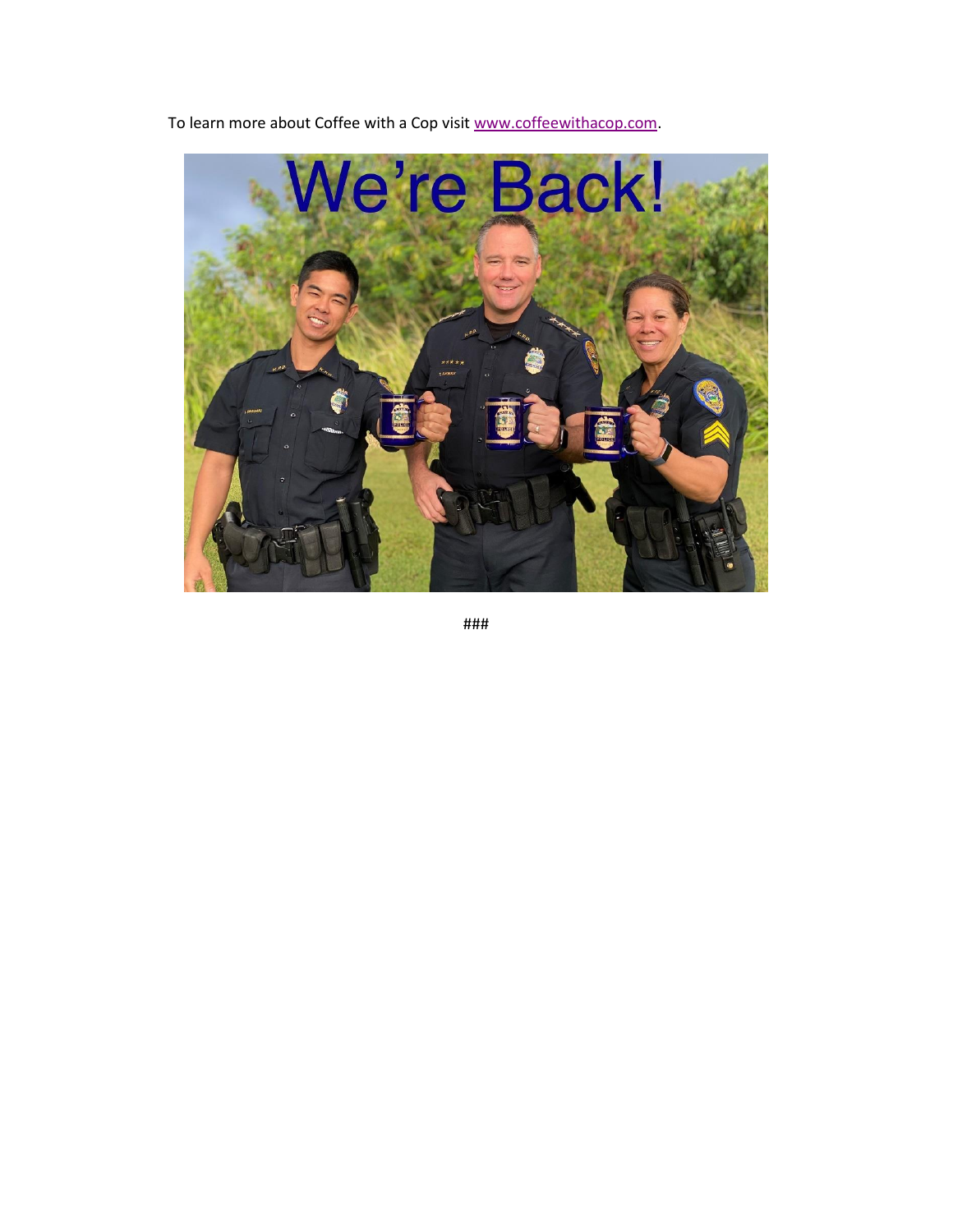To learn more about Coffee with a Cop visit [www.coffeewithacop.com](http://www.coffeewithacop.com).

###